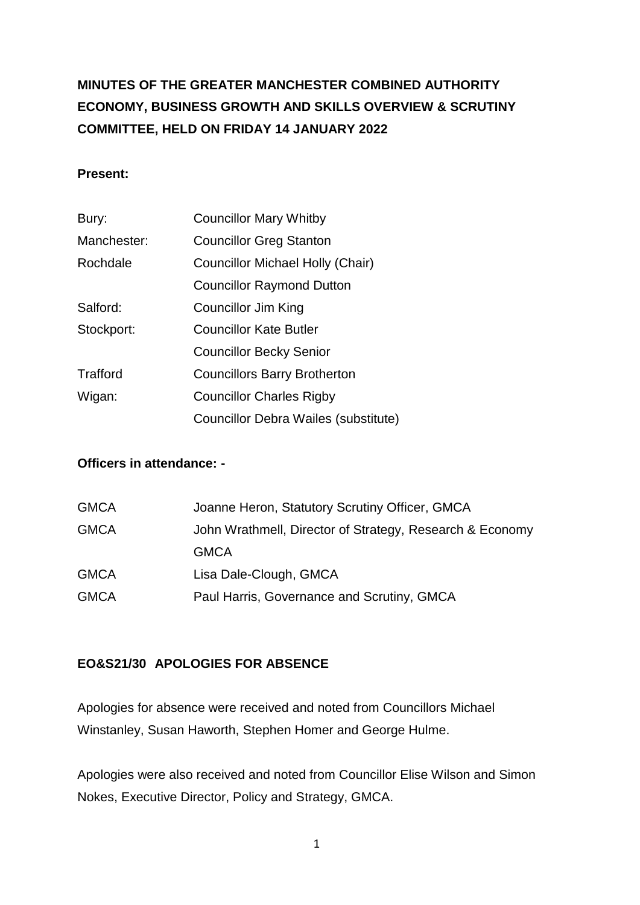# MINUTES OF THE GREATER MANCHESTER COMBINED AUTHORITY ECONOMY, BUSINESS GROWTH AND SKILLS OVERVIEW & SCRUTINY COMMITTEE, HELD ON FRIDAY 14 JANUARY 2022

**Present:**

| | |
|---|---|
| Bury: | Councillor Mary Whitby |
| Manchester: | Councillor Greg Stanton |
| Rochdale | Councillor Michael Holly (Chair) |
| | Councillor Raymond Dutton |
| Salford: | Councillor Jim King |
| Stockport: | Councillor Kate Butler |
| | Councillor Becky Senior |
| Trafford | Councillors Barry Brotherton |
| Wigan: | Councillor Charles Rigby |
| | Councillor Debra Wailes (substitute) |

**Officers in attendance: -**

| | |
|---|---|
| GMCA | Joanne Heron, Statutory Scrutiny Officer, GMCA |
| GMCA | John Wrathmell, Director of Strategy, Research & Economy GMCA |
| GMCA | Lisa Dale-Clough, GMCA |
| GMCA | Paul Harris, Governance and Scrutiny, GMCA |

## EO&S21/30 APOLOGIES FOR ABSENCE

Apologies for absence were received and noted from Councillors Michael Winstanley, Susan Haworth, Stephen Homer and George Hulme.

Apologies were also received and noted from Councillor Elise Wilson and Simon Nokes, Executive Director, Policy and Strategy, GMCA.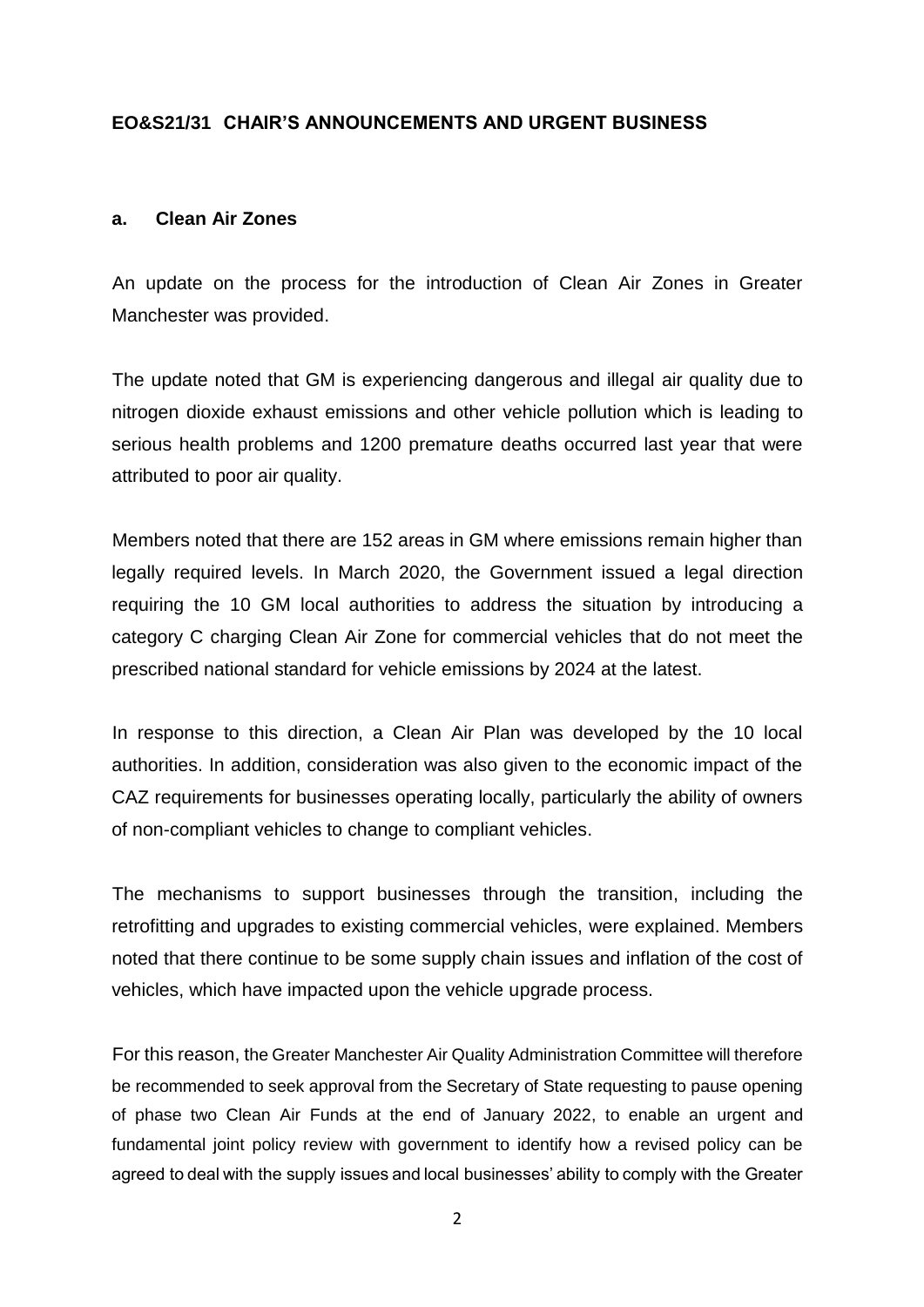**EO&S21/31 CHAIR'S ANNOUNCEMENTS AND URGENT BUSINESS**

**a. Clean Air Zones**

An update on the process for the introduction of Clean Air Zones in Greater Manchester was provided.

The update noted that GM is experiencing dangerous and illegal air quality due to nitrogen dioxide exhaust emissions and other vehicle pollution which is leading to serious health problems and 1200 premature deaths occurred last year that were attributed to poor air quality.

Members noted that there are 152 areas in GM where emissions remain higher than legally required levels. In March 2020, the Government issued a legal direction requiring the 10 GM local authorities to address the situation by introducing a category C charging Clean Air Zone for commercial vehicles that do not meet the prescribed national standard for vehicle emissions by 2024 at the latest.

In response to this direction, a Clean Air Plan was developed by the 10 local authorities. In addition, consideration was also given to the economic impact of the CAZ requirements for businesses operating locally, particularly the ability of owners of non-compliant vehicles to change to compliant vehicles.

The mechanisms to support businesses through the transition, including the retrofitting and upgrades to existing commercial vehicles, were explained. Members noted that there continue to be some supply chain issues and inflation of the cost of vehicles, which have impacted upon the vehicle upgrade process.

For this reason, the Greater Manchester Air Quality Administration Committee will therefore be recommended to seek approval from the Secretary of State requesting to pause opening of phase two Clean Air Funds at the end of January 2022, to enable an urgent and fundamental joint policy review with government to identify how a revised policy can be agreed to deal with the supply issues and local businesses' ability to comply with the Greater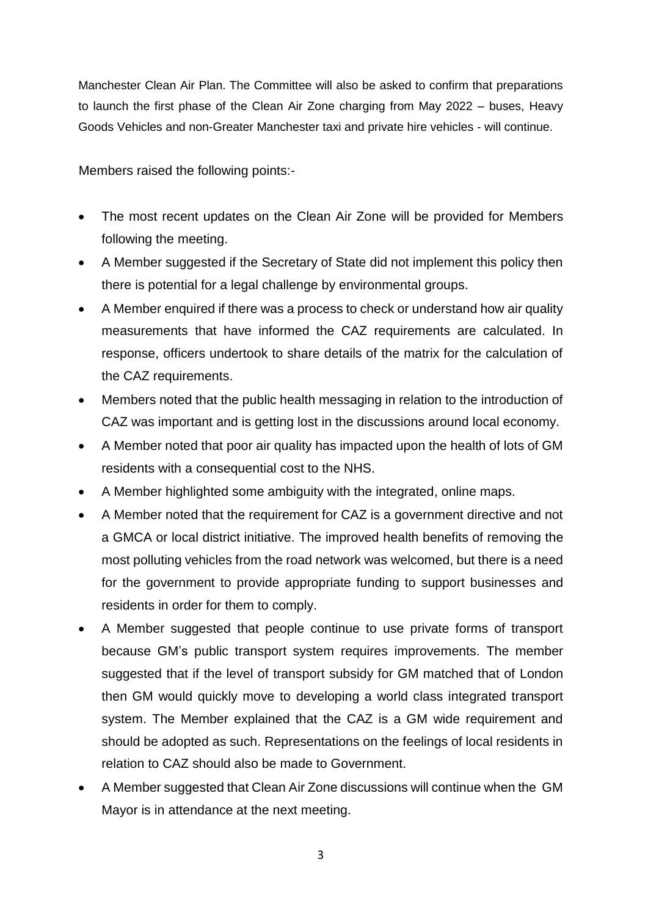Manchester Clean Air Plan. The Committee will also be asked to confirm that preparations to launch the first phase of the Clean Air Zone charging from May 2022 – buses, Heavy Goods Vehicles and non-Greater Manchester taxi and private hire vehicles - will continue.

Members raised the following points:-

- The most recent updates on the Clean Air Zone will be provided for Members following the meeting.
- A Member suggested if the Secretary of State did not implement this policy then there is potential for a legal challenge by environmental groups.
- A Member enquired if there was a process to check or understand how air quality measurements that have informed the CAZ requirements are calculated. In response, officers undertook to share details of the matrix for the calculation of the CAZ requirements.
- Members noted that the public health messaging in relation to the introduction of CAZ was important and is getting lost in the discussions around local economy.
- A Member noted that poor air quality has impacted upon the health of lots of GM residents with a consequential cost to the NHS.
- A Member highlighted some ambiguity with the integrated, online maps.
- A Member noted that the requirement for CAZ is a government directive and not a GMCA or local district initiative. The improved health benefits of removing the most polluting vehicles from the road network was welcomed, but there is a need for the government to provide appropriate funding to support businesses and residents in order for them to comply.
- A Member suggested that people continue to use private forms of transport because GM's public transport system requires improvements. The member suggested that if the level of transport subsidy for GM matched that of London then GM would quickly move to developing a world class integrated transport system. The Member explained that the CAZ is a GM wide requirement and should be adopted as such. Representations on the feelings of local residents in relation to CAZ should also be made to Government.
- A Member suggested that Clean Air Zone discussions will continue when the GM Mayor is in attendance at the next meeting.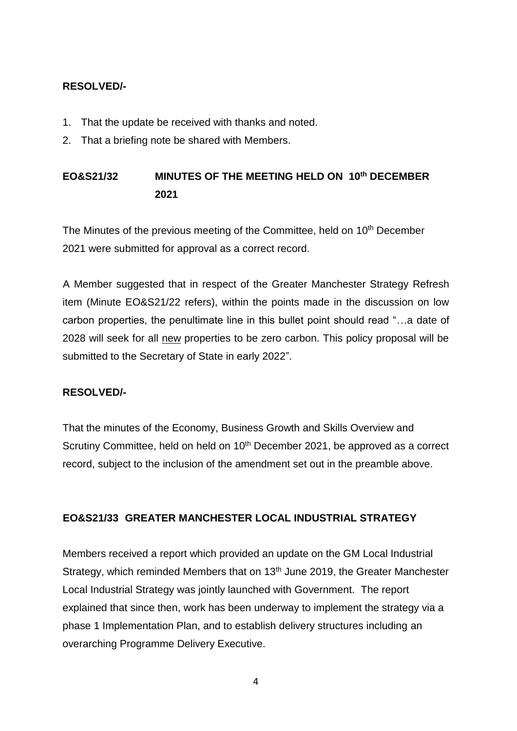**RESOLVED/-**

1. That the update be received with thanks and noted.
2. That a briefing note be shared with Members.

## EO&S21/32 MINUTES OF THE MEETING HELD ON 10th DECEMBER 2021

The Minutes of the previous meeting of the Committee, held on 10th December 2021 were submitted for approval as a correct record.

A Member suggested that in respect of the Greater Manchester Strategy Refresh item (Minute EO&S21/22 refers), within the points made in the discussion on low carbon properties, the penultimate line in this bullet point should read "…a date of 2028 will seek for all new properties to be zero carbon. This policy proposal will be submitted to the Secretary of State in early 2022".

**RESOLVED/-**

That the minutes of the Economy, Business Growth and Skills Overview and Scrutiny Committee, held on held on 10th December 2021, be approved as a correct record, subject to the inclusion of the amendment set out in the preamble above.

## EO&S21/33 GREATER MANCHESTER LOCAL INDUSTRIAL STRATEGY

Members received a report which provided an update on the GM Local Industrial Strategy, which reminded Members that on 13th June 2019, the Greater Manchester Local Industrial Strategy was jointly launched with Government. The report explained that since then, work has been underway to implement the strategy via a phase 1 Implementation Plan, and to establish delivery structures including an overarching Programme Delivery Executive.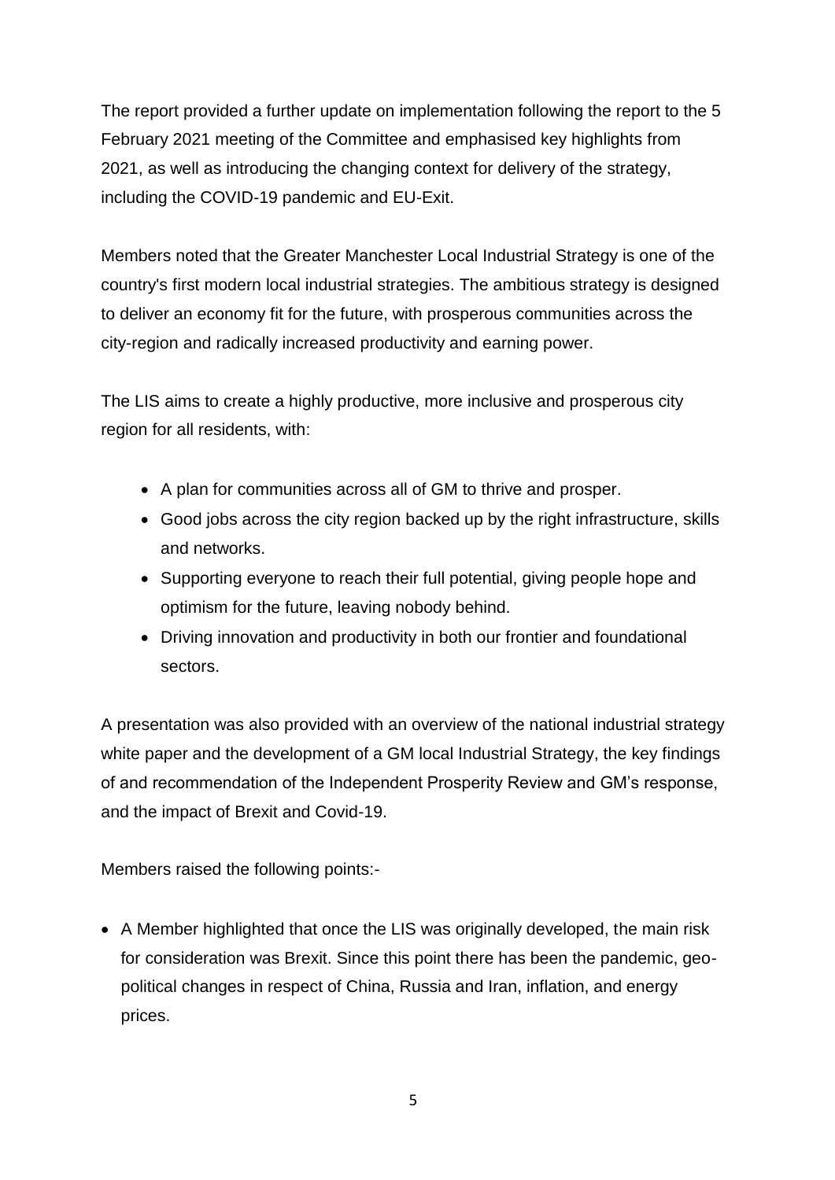The report provided a further update on implementation following the report to the 5 February 2021 meeting of the Committee and emphasised key highlights from 2021, as well as introducing the changing context for delivery of the strategy, including the COVID-19 pandemic and EU-Exit.

Members noted that the Greater Manchester Local Industrial Strategy is one of the country's first modern local industrial strategies. The ambitious strategy is designed to deliver an economy fit for the future, with prosperous communities across the city-region and radically increased productivity and earning power.

The LIS aims to create a highly productive, more inclusive and prosperous city region for all residents, with:

- A plan for communities across all of GM to thrive and prosper.
- Good jobs across the city region backed up by the right infrastructure, skills and networks.
- Supporting everyone to reach their full potential, giving people hope and optimism for the future, leaving nobody behind.
- Driving innovation and productivity in both our frontier and foundational sectors.

A presentation was also provided with an overview of the national industrial strategy white paper and the development of a GM local Industrial Strategy, the key findings of and recommendation of the Independent Prosperity Review and GM's response, and the impact of Brexit and Covid-19.

Members raised the following points:-

- A Member highlighted that once the LIS was originally developed, the main risk for consideration was Brexit. Since this point there has been the pandemic, geo-political changes in respect of China, Russia and Iran, inflation, and energy prices.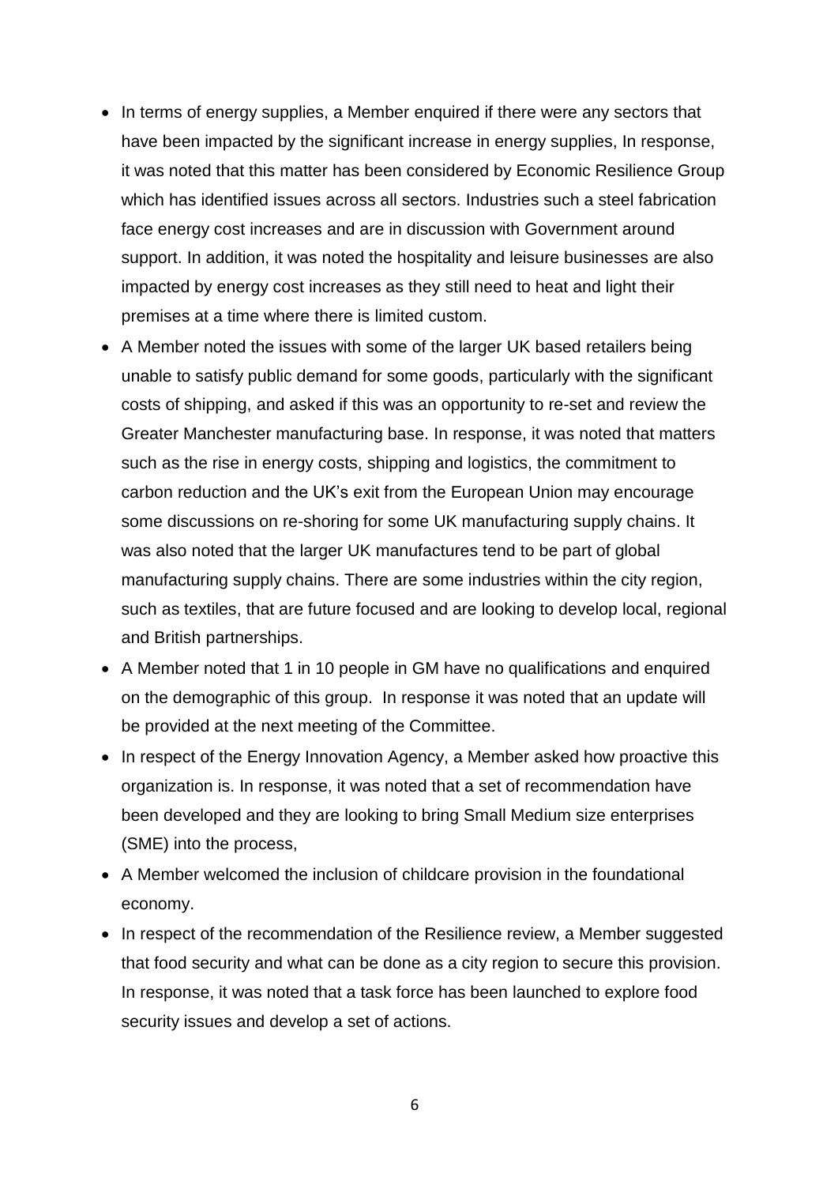- In terms of energy supplies, a Member enquired if there were any sectors that have been impacted by the significant increase in energy supplies, In response, it was noted that this matter has been considered by Economic Resilience Group which has identified issues across all sectors. Industries such a steel fabrication face energy cost increases and are in discussion with Government around support. In addition, it was noted the hospitality and leisure businesses are also impacted by energy cost increases as they still need to heat and light their premises at a time where there is limited custom.
- A Member noted the issues with some of the larger UK based retailers being unable to satisfy public demand for some goods, particularly with the significant costs of shipping, and asked if this was an opportunity to re-set and review the Greater Manchester manufacturing base. In response, it was noted that matters such as the rise in energy costs, shipping and logistics, the commitment to carbon reduction and the UK's exit from the European Union may encourage some discussions on re-shoring for some UK manufacturing supply chains. It was also noted that the larger UK manufactures tend to be part of global manufacturing supply chains. There are some industries within the city region, such as textiles, that are future focused and are looking to develop local, regional and British partnerships.
- A Member noted that 1 in 10 people in GM have no qualifications and enquired on the demographic of this group. In response it was noted that an update will be provided at the next meeting of the Committee.
- In respect of the Energy Innovation Agency, a Member asked how proactive this organization is. In response, it was noted that a set of recommendation have been developed and they are looking to bring Small Medium size enterprises (SME) into the process,
- A Member welcomed the inclusion of childcare provision in the foundational economy.
- In respect of the recommendation of the Resilience review, a Member suggested that food security and what can be done as a city region to secure this provision. In response, it was noted that a task force has been launched to explore food security issues and develop a set of actions.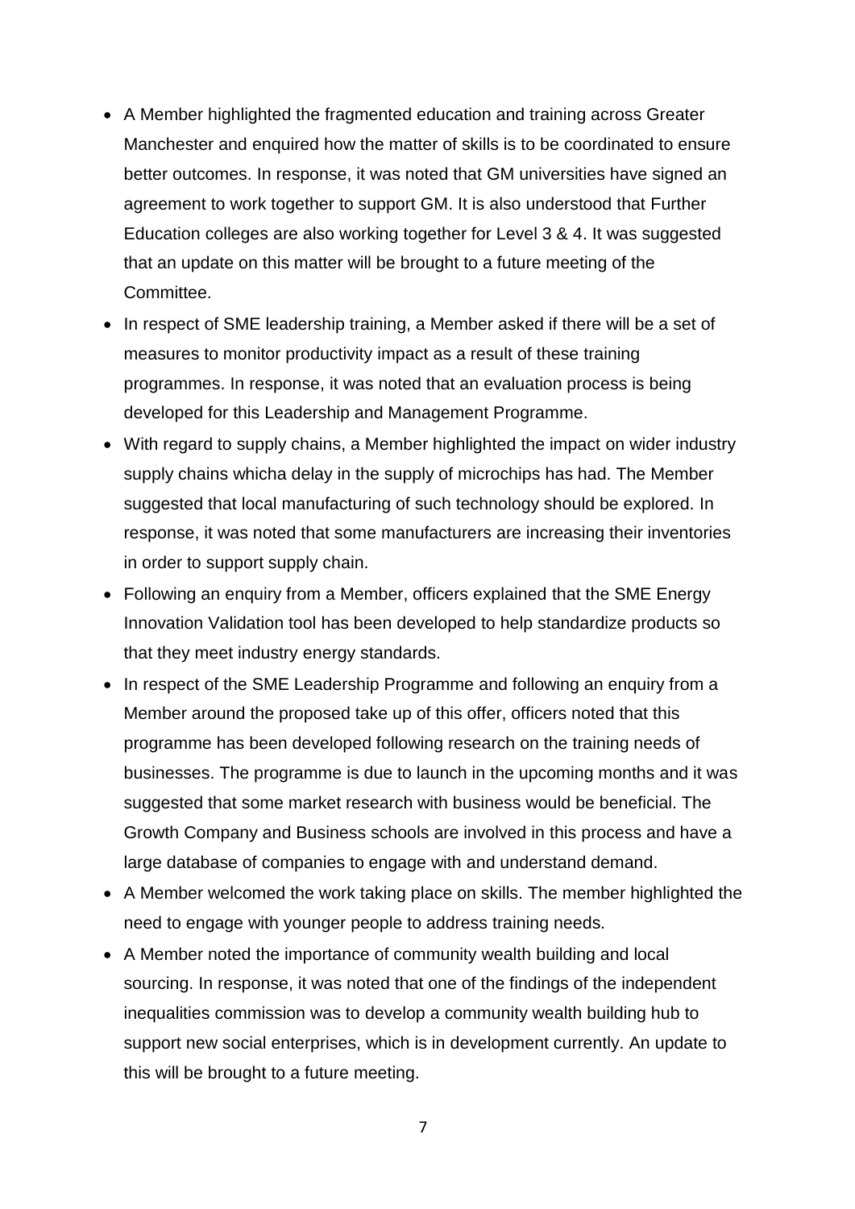- A Member highlighted the fragmented education and training across Greater Manchester and enquired how the matter of skills is to be coordinated to ensure better outcomes. In response, it was noted that GM universities have signed an agreement to work together to support GM. It is also understood that Further Education colleges are also working together for Level 3 & 4. It was suggested that an update on this matter will be brought to a future meeting of the Committee.
- In respect of SME leadership training, a Member asked if there will be a set of measures to monitor productivity impact as a result of these training programmes. In response, it was noted that an evaluation process is being developed for this Leadership and Management Programme.
- With regard to supply chains, a Member highlighted the impact on wider industry supply chains whicha delay in the supply of microchips has had. The Member suggested that local manufacturing of such technology should be explored. In response, it was noted that some manufacturers are increasing their inventories in order to support supply chain.
- Following an enquiry from a Member, officers explained that the SME Energy Innovation Validation tool has been developed to help standardize products so that they meet industry energy standards.
- In respect of the SME Leadership Programme and following an enquiry from a Member around the proposed take up of this offer, officers noted that this programme has been developed following research on the training needs of businesses. The programme is due to launch in the upcoming months and it was suggested that some market research with business would be beneficial. The Growth Company and Business schools are involved in this process and have a large database of companies to engage with and understand demand.
- A Member welcomed the work taking place on skills. The member highlighted the need to engage with younger people to address training needs.
- A Member noted the importance of community wealth building and local sourcing. In response, it was noted that one of the findings of the independent inequalities commission was to develop a community wealth building hub to support new social enterprises, which is in development currently. An update to this will be brought to a future meeting.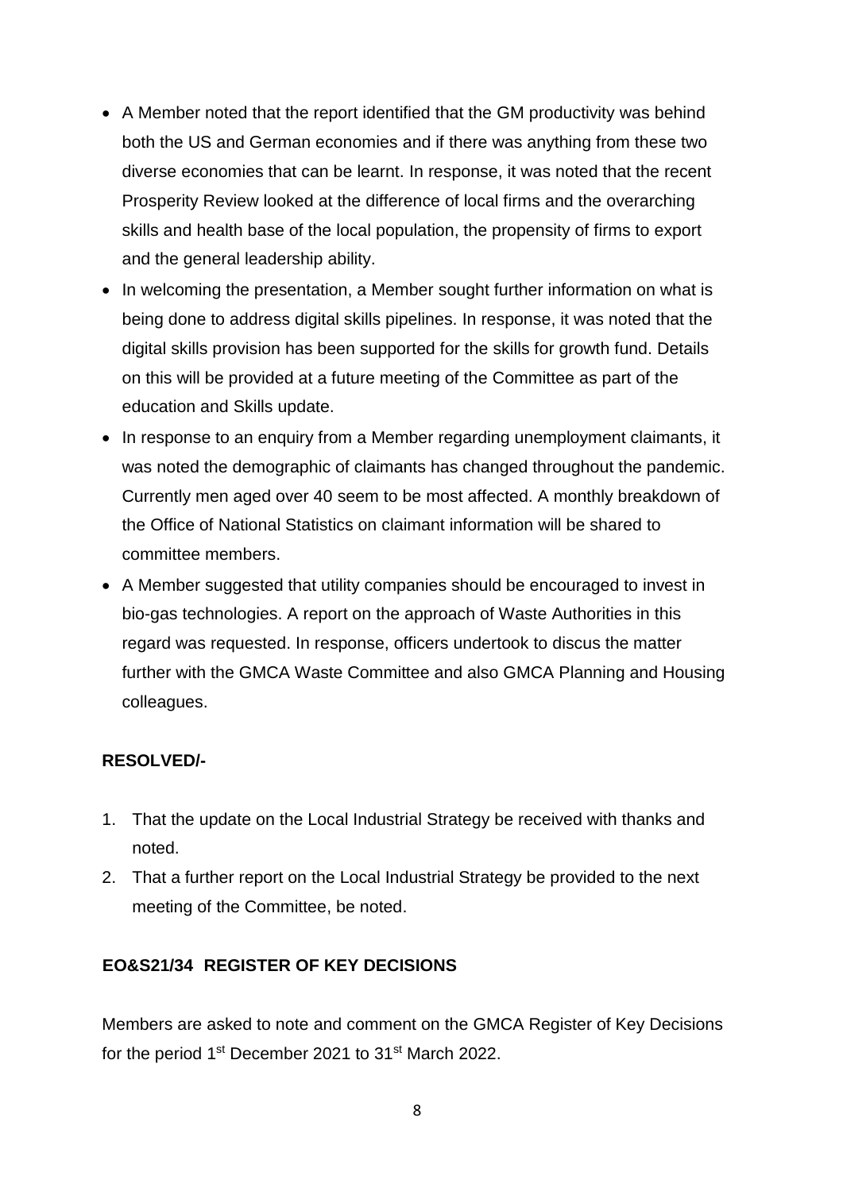- A Member noted that the report identified that the GM productivity was behind both the US and German economies and if there was anything from these two diverse economies that can be learnt. In response, it was noted that the recent Prosperity Review looked at the difference of local firms and the overarching skills and health base of the local population, the propensity of firms to export and the general leadership ability.
- In welcoming the presentation, a Member sought further information on what is being done to address digital skills pipelines. In response, it was noted that the digital skills provision has been supported for the skills for growth fund. Details on this will be provided at a future meeting of the Committee as part of the education and Skills update.
- In response to an enquiry from a Member regarding unemployment claimants, it was noted the demographic of claimants has changed throughout the pandemic. Currently men aged over 40 seem to be most affected. A monthly breakdown of the Office of National Statistics on claimant information will be shared to committee members.
- A Member suggested that utility companies should be encouraged to invest in bio-gas technologies. A report on the approach of Waste Authorities in this regard was requested. In response, officers undertook to discus the matter further with the GMCA Waste Committee and also GMCA Planning and Housing colleagues.

**RESOLVED/-**

1. That the update on the Local Industrial Strategy be received with thanks and noted.
2. That a further report on the Local Industrial Strategy be provided to the next meeting of the Committee, be noted.

**EO&S21/34 REGISTER OF KEY DECISIONS**

Members are asked to note and comment on the GMCA Register of Key Decisions for the period 1st December 2021 to 31st March 2022.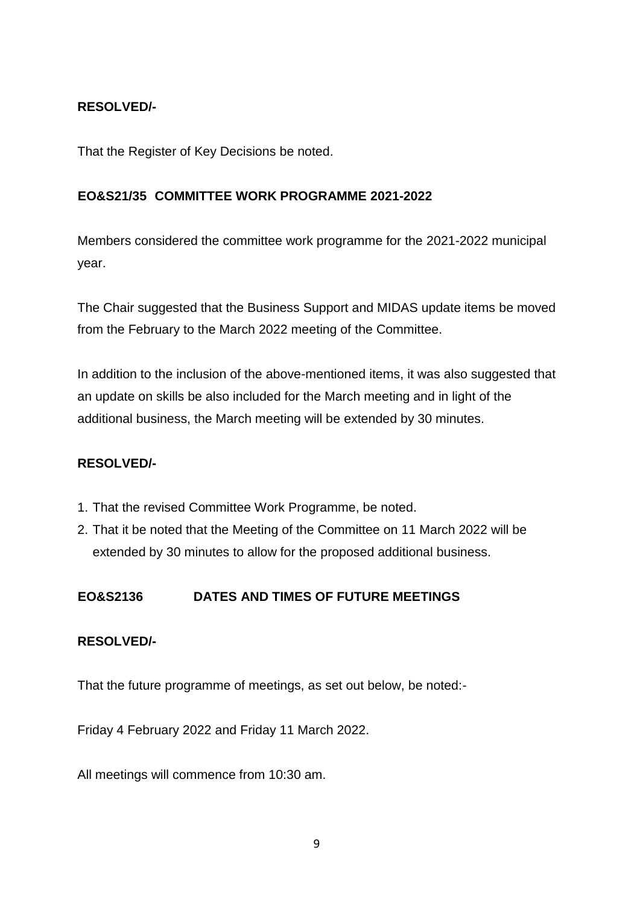**RESOLVED/-**

That the Register of Key Decisions be noted.

**EO&S21/35 COMMITTEE WORK PROGRAMME 2021-2022**

Members considered the committee work programme for the 2021-2022 municipal year.

The Chair suggested that the Business Support and MIDAS update items be moved from the February to the March 2022 meeting of the Committee.

In addition to the inclusion of the above-mentioned items, it was also suggested that an update on skills be also included for the March meeting and in light of the additional business, the March meeting will be extended by 30 minutes.

**RESOLVED/-**

1. That the revised Committee Work Programme, be noted.
2. That it be noted that the Meeting of the Committee on 11 March 2022 will be extended by 30 minutes to allow for the proposed additional business.

**EO&S2136 DATES AND TIMES OF FUTURE MEETINGS**

**RESOLVED/-**

That the future programme of meetings, as set out below, be noted:-

Friday 4 February 2022 and Friday 11 March 2022.

All meetings will commence from 10:30 am.